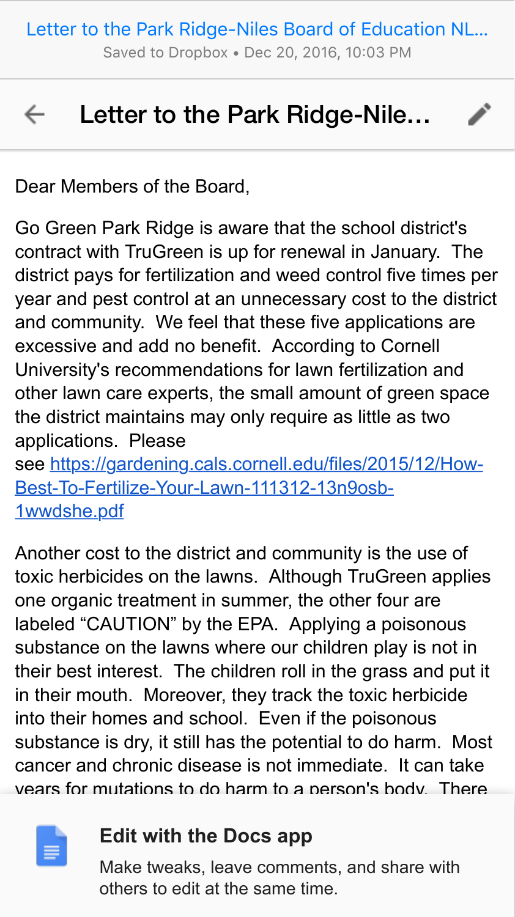Dear Members of the Board,

Go Green Park Ridge is aware that the school district's contract with TruGreen is up for renewal in January. The district pays for fertilization and weed control five times per year and pest control at an unnecessary cost to the district and community. We feel that these five applications are excessive and add no benefit. According to Cornell University's recommendations for lawn fertilization and other lawn care experts, the small amount of green space the district maintains may only require as little as two applications. Please see [https://gardening.cals.cornell.edu/files/2015/12/How-Best-To-Fertilize-Your-Lawn-111312-13n9osb-1wwdshe.pdf](https://gardening.cals.cornell.edu/files/2015/12/How-Best-To-Fertilize-Your-Lawn-111312-13n9osb-1wwdshe.pdf)

Another cost to the district and community is the use of toxic herbicides on the lawns. Although TruGreen applies one organic treatment in summer, the other four are labeled "CAUTION" by the EPA. Applying a poisonous substance on the lawns where our children play is not in their best interest. The children roll in the grass and put it in their mouth. Moreover, they track the toxic herbicide into their homes and school. Even if the poisonous substance is dry, it still has the potential to do harm. Most cancer and chronic disease is not immediate. It can take years for mutations to do harm to a person's body. There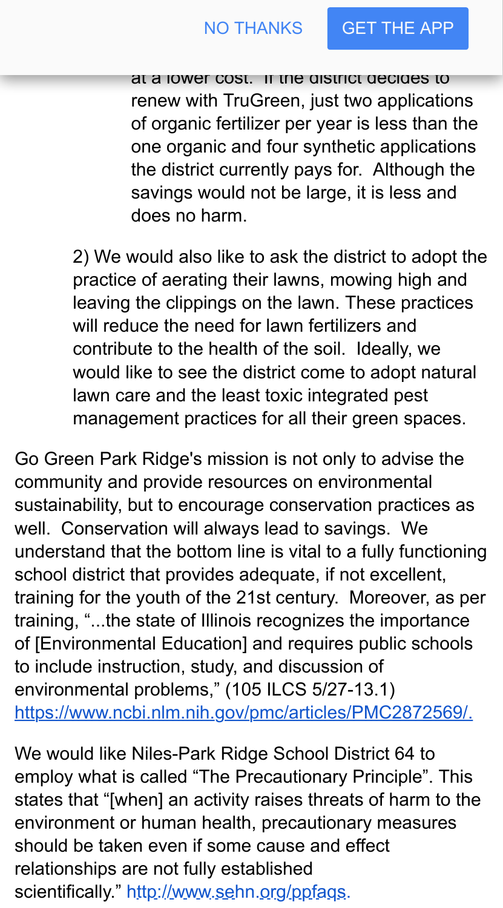at a lower cost. If the district decides to renew with TruGreen, just two applications of organic fertilizer per year is less than the one organic and four synthetic applications the district currently pays for. Although the savings would not be large, it is less and does no harm.

2) We would also like to ask the district to adopt the practice of aerating their lawns, mowing high and leaving the clippings on the lawn. These practices will reduce the need for lawn fertilizers and contribute to the health of the soil. Ideally, we would like to see the district come to adopt natural lawn care and the least toxic integrated pest management practices for all their green spaces.

Go Green Park Ridge's mission is not only to advise the community and provide resources on environmental sustainability, but to encourage conservation practices as well. Conservation will always lead to savings. We understand that the bottom line is vital to a fully functioning school district that provides adequate, if not excellent, training for the youth of the 21st century. Moreover, as per training, "...the state of Illinois recognizes the importance of [Environmental Education] and requires public schools to include instruction, study, and discussion of environmental problems," (105 ILCS 5/27-13.1) https://www.ncbi.nlm.nih.gov/pmc/articles/PMC2872569/.

We would like Niles-Park Ridge School District 64 to employ what is called "The Precautionary Principle". This states that "[when] an activity raises threats of harm to the environment or human health, precautionary measures should be taken even if some cause and effect relationships are not fully established scientifically." http://www.sehn.org/ppfaqs.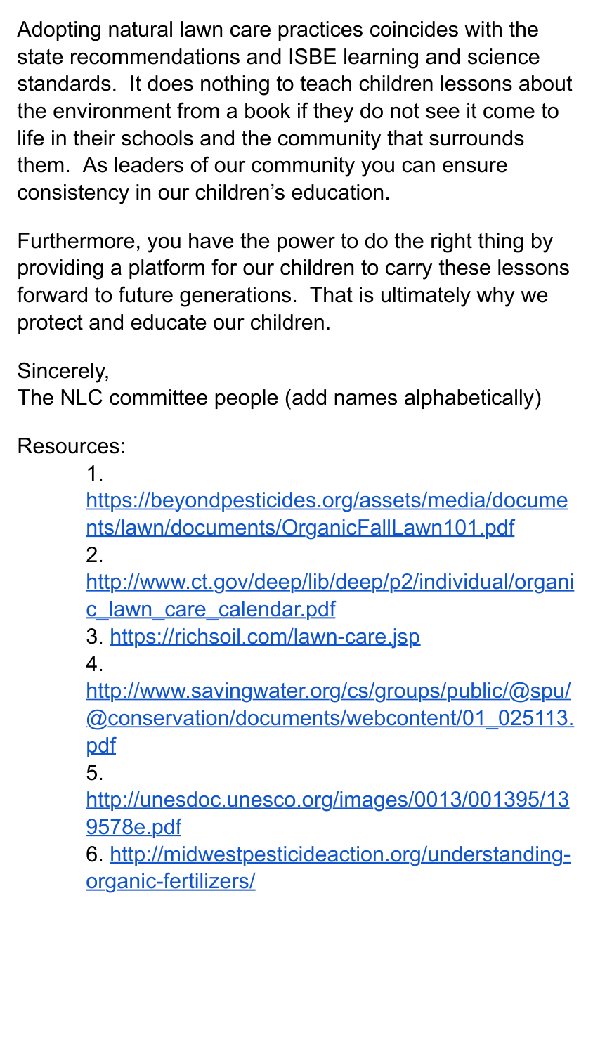Adopting natural lawn care practices coincides with the state recommendations and ISBE learning and science standards. It does nothing to teach children lessons about the environment from a book if they do not see it come to life in their schools and the community that surrounds them. As leaders of our community you can ensure consistency in our children's education.

Furthermore, you have the power to do the right thing by providing a platform for our children to carry these lessons forward to future generations. That is ultimately why we protect and educate our children.

Sincerely,
The NLC committee people (add names alphabetically)

Resources:

1. https://beyondpesticides.org/assets/media/documents/lawn/documents/OrganicFallLawn101.pdf
2. http://www.ct.gov/deep/lib/deep/p2/individual/organic_lawn_care_calendar.pdf
3. https://richsoil.com/lawn-care.jsp
4. http://www.savingwater.org/cs/groups/public/@spu/@conservation/documents/webcontent/01_025113.pdf
5. http://unesdoc.unesco.org/images/0013/001395/139578e.pdf
6. http://midwestpesticideaction.org/understanding-organic-fertilizers/